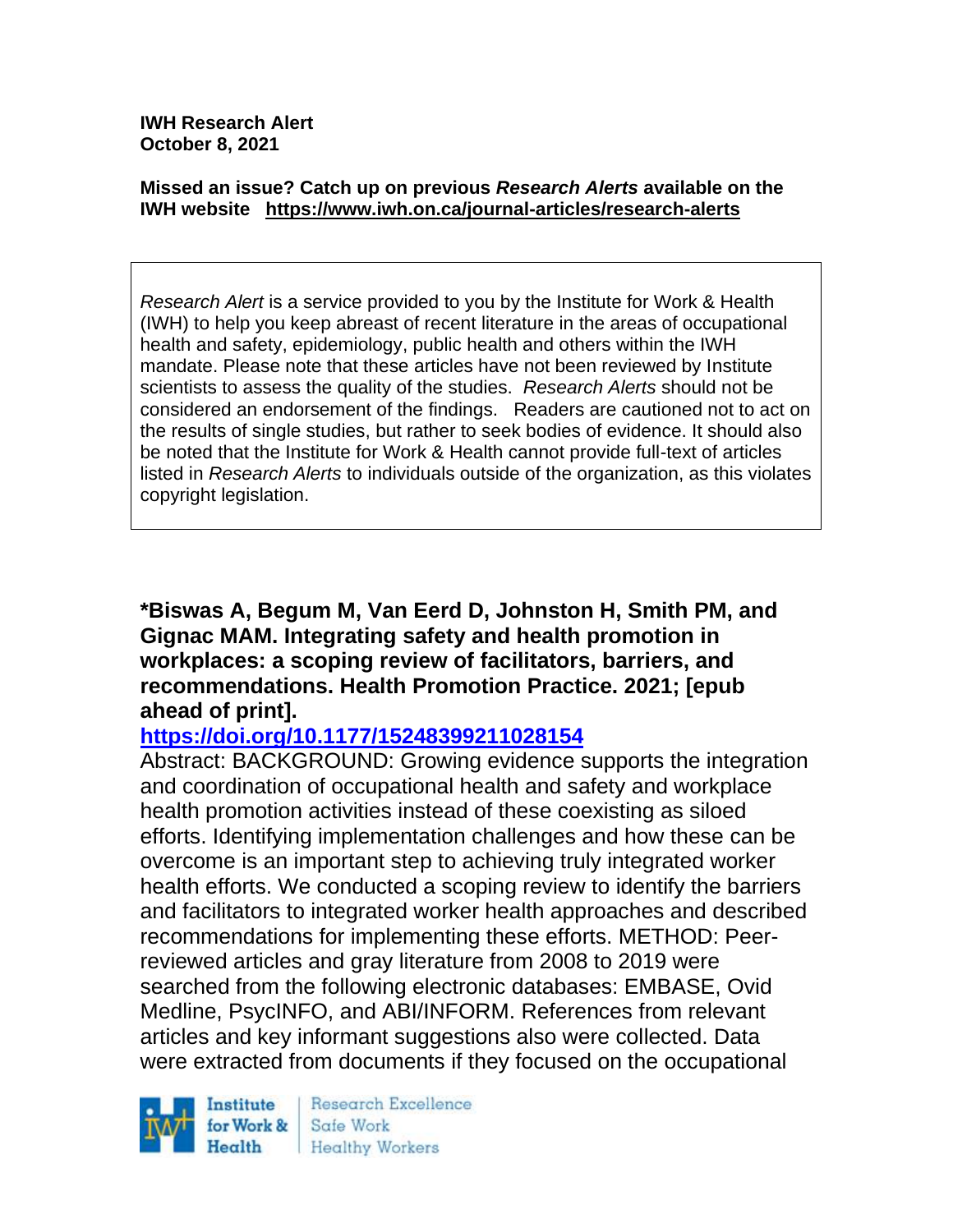**IWH Research Alert**
**October 8, 2021**

**Missed an issue? Catch up on previous *Research Alerts* available on the IWH website https://www.iwh.on.ca/journal-articles/research-alerts**

*Research Alert* is a service provided to you by the Institute for Work & Health (IWH) to help you keep abreast of recent literature in the areas of occupational health and safety, epidemiology, public health and others within the IWH mandate. Please note that these articles have not been reviewed by Institute scientists to assess the quality of the studies. *Research Alerts* should not be considered an endorsement of the findings. Readers are cautioned not to act on the results of single studies, but rather to seek bodies of evidence. It should also be noted that the Institute for Work & Health cannot provide full-text of articles listed in *Research Alerts* to individuals outside of the organization, as this violates copyright legislation.

**\*Biswas A, Begum M, Van Eerd D, Johnston H, Smith PM, and Gignac MAM. Integrating safety and health promotion in workplaces: a scoping review of facilitators, barriers, and recommendations. Health Promotion Practice. 2021; [epub ahead of print].**

**https://doi.org/10.1177/15248399211028154**

Abstract: BACKGROUND: Growing evidence supports the integration and coordination of occupational health and safety and workplace health promotion activities instead of these coexisting as siloed efforts. Identifying implementation challenges and how these can be overcome is an important step to achieving truly integrated worker health efforts. We conducted a scoping review to identify the barriers and facilitators to integrated worker health approaches and described recommendations for implementing these efforts. METHOD: Peer-reviewed articles and gray literature from 2008 to 2019 were searched from the following electronic databases: EMBASE, Ovid Medline, PsycINFO, and ABI/INFORM. References from relevant articles and key informant suggestions also were collected. Data were extracted from documents if they focused on the occupational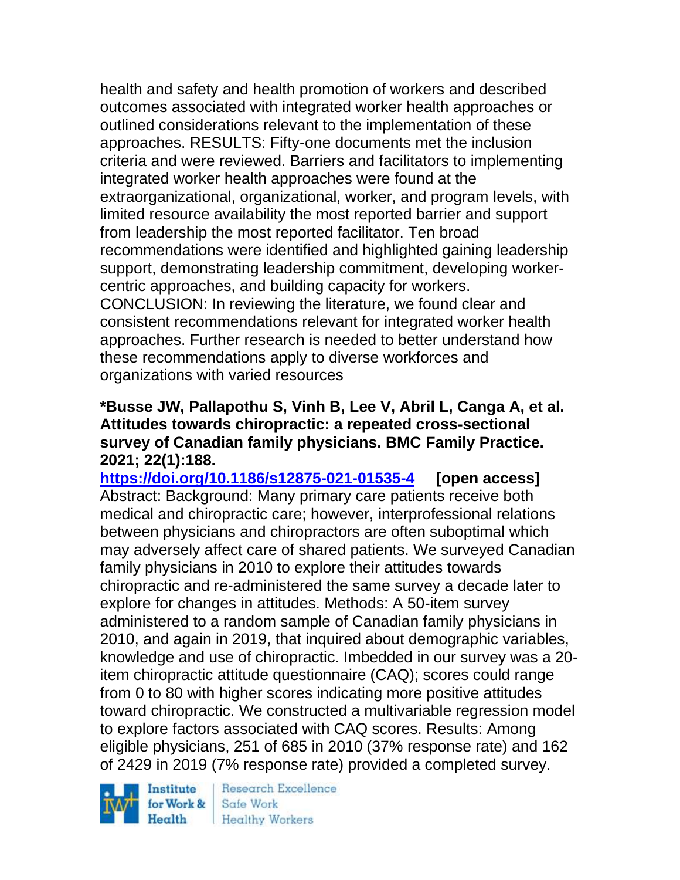health and safety and health promotion of workers and described outcomes associated with integrated worker health approaches or outlined considerations relevant to the implementation of these approaches. RESULTS: Fifty-one documents met the inclusion criteria and were reviewed. Barriers and facilitators to implementing integrated worker health approaches were found at the extraorganizational, organizational, worker, and program levels, with limited resource availability the most reported barrier and support from leadership the most reported facilitator. Ten broad recommendations were identified and highlighted gaining leadership support, demonstrating leadership commitment, developing worker-centric approaches, and building capacity for workers. CONCLUSION: In reviewing the literature, we found clear and consistent recommendations relevant for integrated worker health approaches. Further research is needed to better understand how these recommendations apply to diverse workforces and organizations with varied resources

**\*Busse JW, Pallapothu S, Vinh B, Lee V, Abril L, Canga A, et al. Attitudes towards chiropractic: a repeated cross-sectional survey of Canadian family physicians. BMC Family Practice. 2021; 22(1):188.**

https://doi.org/10.1186/s12875-021-01535-4 **[open access]**

Abstract: Background: Many primary care patients receive both medical and chiropractic care; however, interprofessional relations between physicians and chiropractors are often suboptimal which may adversely affect care of shared patients. We surveyed Canadian family physicians in 2010 to explore their attitudes towards chiropractic and re-administered the same survey a decade later to explore for changes in attitudes. Methods: A 50-item survey administered to a random sample of Canadian family physicians in 2010, and again in 2019, that inquired about demographic variables, knowledge and use of chiropractic. Imbedded in our survey was a 20-item chiropractic attitude questionnaire (CAQ); scores could range from 0 to 80 with higher scores indicating more positive attitudes toward chiropractic. We constructed a multivariable regression model to explore factors associated with CAQ scores. Results: Among eligible physicians, 251 of 685 in 2010 (37% response rate) and 162 of 2429 in 2019 (7% response rate) provided a completed survey.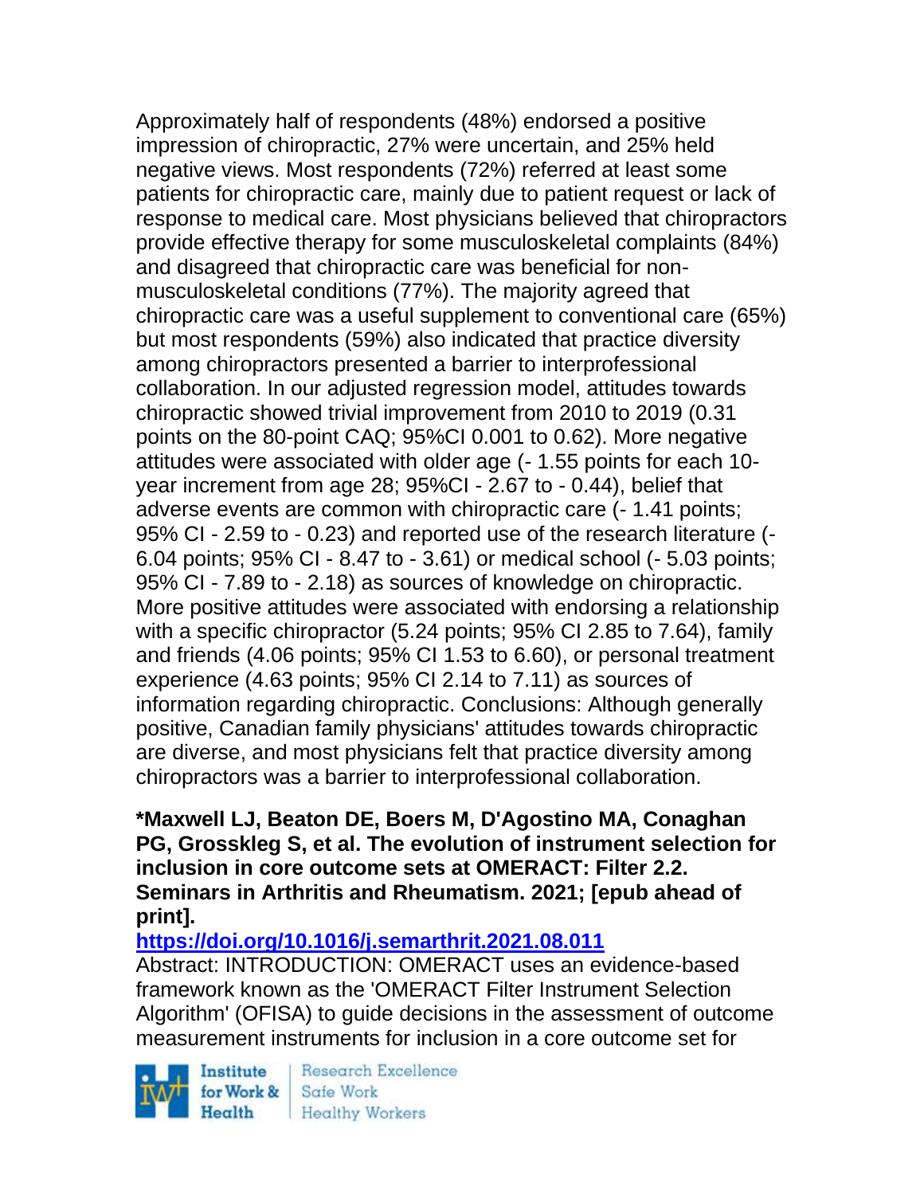Approximately half of respondents (48%) endorsed a positive impression of chiropractic, 27% were uncertain, and 25% held negative views. Most respondents (72%) referred at least some patients for chiropractic care, mainly due to patient request or lack of response to medical care. Most physicians believed that chiropractors provide effective therapy for some musculoskeletal complaints (84%) and disagreed that chiropractic care was beneficial for non-musculoskeletal conditions (77%). The majority agreed that chiropractic care was a useful supplement to conventional care (65%) but most respondents (59%) also indicated that practice diversity among chiropractors presented a barrier to interprofessional collaboration. In our adjusted regression model, attitudes towards chiropractic showed trivial improvement from 2010 to 2019 (0.31 points on the 80-point CAQ; 95%CI 0.001 to 0.62). More negative attitudes were associated with older age (- 1.55 points for each 10-year increment from age 28; 95%CI - 2.67 to - 0.44), belief that adverse events are common with chiropractic care (- 1.41 points; 95% CI - 2.59 to - 0.23) and reported use of the research literature (- 6.04 points; 95% CI - 8.47 to - 3.61) or medical school (- 5.03 points; 95% CI - 7.89 to - 2.18) as sources of knowledge on chiropractic. More positive attitudes were associated with endorsing a relationship with a specific chiropractor (5.24 points; 95% CI 2.85 to 7.64), family and friends (4.06 points; 95% CI 1.53 to 6.60), or personal treatment experience (4.63 points; 95% CI 2.14 to 7.11) as sources of information regarding chiropractic. Conclusions: Although generally positive, Canadian family physicians' attitudes towards chiropractic are diverse, and most physicians felt that practice diversity among chiropractors was a barrier to interprofessional collaboration.

**\*Maxwell LJ, Beaton DE, Boers M, D'Agostino MA, Conaghan PG, Grosskleg S, et al. The evolution of instrument selection for inclusion in core outcome sets at OMERACT: Filter 2.2. Seminars in Arthritis and Rheumatism. 2021; [epub ahead of print].**

**https://doi.org/10.1016/j.semarthrit.2021.08.011**

Abstract: INTRODUCTION: OMERACT uses an evidence-based framework known as the 'OMERACT Filter Instrument Selection Algorithm' (OFISA) to guide decisions in the assessment of outcome measurement instruments for inclusion in a core outcome set for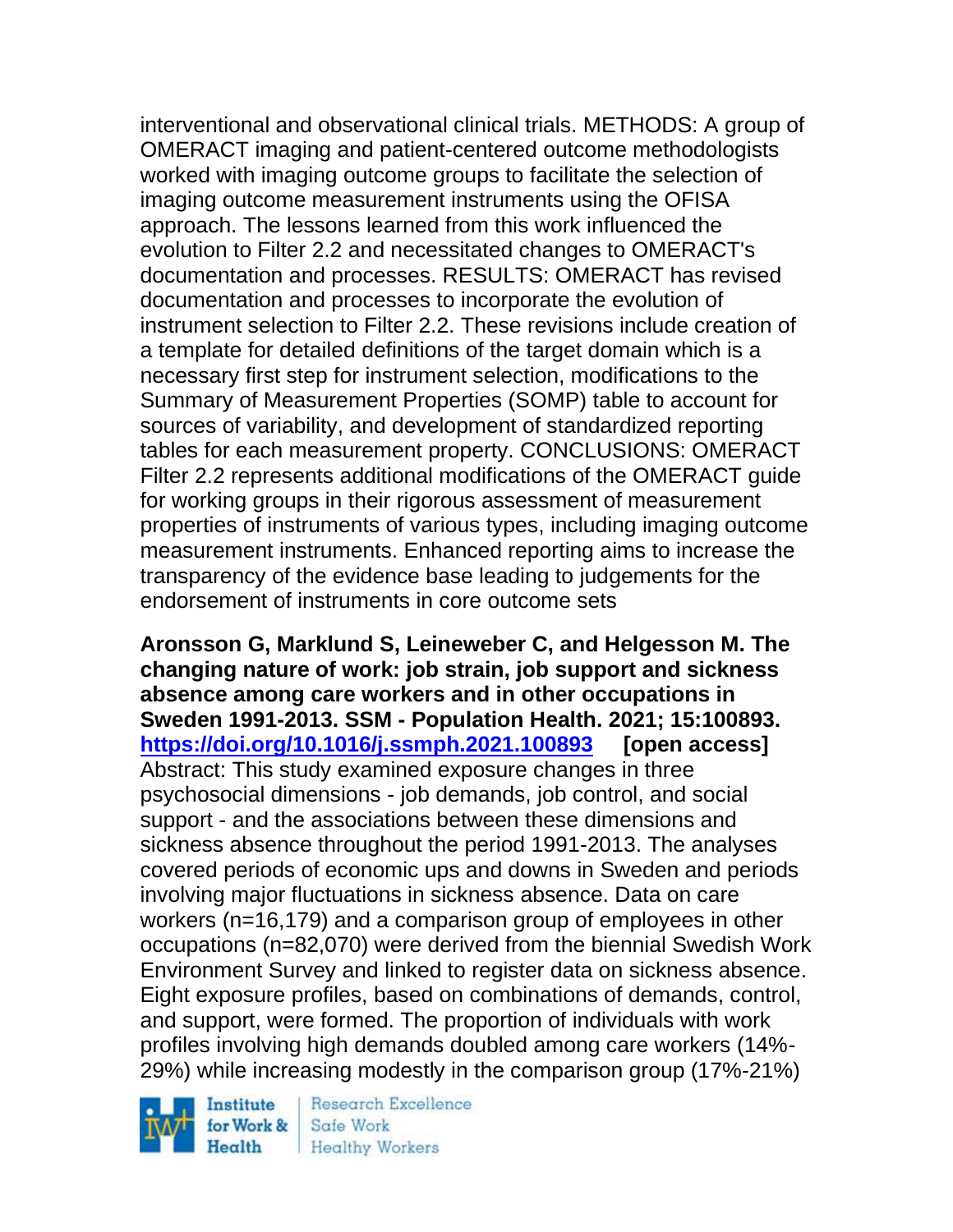interventional and observational clinical trials. METHODS: A group of OMERACT imaging and patient-centered outcome methodologists worked with imaging outcome groups to facilitate the selection of imaging outcome measurement instruments using the OFISA approach. The lessons learned from this work influenced the evolution to Filter 2.2 and necessitated changes to OMERACT's documentation and processes. RESULTS: OMERACT has revised documentation and processes to incorporate the evolution of instrument selection to Filter 2.2. These revisions include creation of a template for detailed definitions of the target domain which is a necessary first step for instrument selection, modifications to the Summary of Measurement Properties (SOMP) table to account for sources of variability, and development of standardized reporting tables for each measurement property. CONCLUSIONS: OMERACT Filter 2.2 represents additional modifications of the OMERACT guide for working groups in their rigorous assessment of measurement properties of instruments of various types, including imaging outcome measurement instruments. Enhanced reporting aims to increase the transparency of the evidence base leading to judgements for the endorsement of instruments in core outcome sets

**Aronsson G, Marklund S, Leineweber C, and Helgesson M. The changing nature of work: job strain, job support and sickness absence among care workers and in other occupations in Sweden 1991-2013. SSM - Population Health. 2021; 15:100893. https://doi.org/10.1016/j.ssmph.2021.100893 [open access]**
Abstract: This study examined exposure changes in three psychosocial dimensions - job demands, job control, and social support - and the associations between these dimensions and sickness absence throughout the period 1991-2013. The analyses covered periods of economic ups and downs in Sweden and periods involving major fluctuations in sickness absence. Data on care workers (n=16,179) and a comparison group of employees in other occupations (n=82,070) were derived from the biennial Swedish Work Environment Survey and linked to register data on sickness absence. Eight exposure profiles, based on combinations of demands, control, and support, were formed. The proportion of individuals with work profiles involving high demands doubled among care workers (14%-29%) while increasing modestly in the comparison group (17%-21%)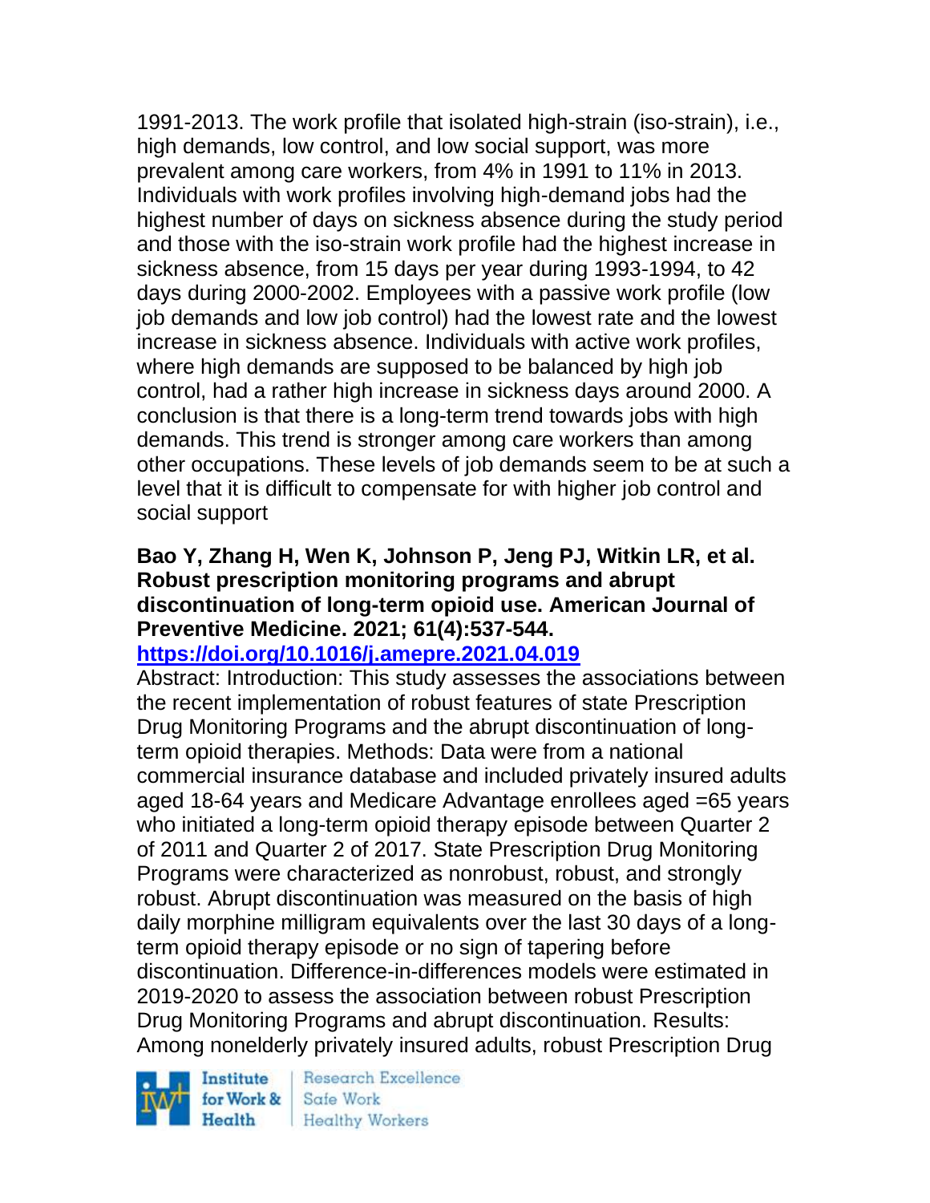1991-2013. The work profile that isolated high-strain (iso-strain), i.e., high demands, low control, and low social support, was more prevalent among care workers, from 4% in 1991 to 11% in 2013. Individuals with work profiles involving high-demand jobs had the highest number of days on sickness absence during the study period and those with the iso-strain work profile had the highest increase in sickness absence, from 15 days per year during 1993-1994, to 42 days during 2000-2002. Employees with a passive work profile (low job demands and low job control) had the lowest rate and the lowest increase in sickness absence. Individuals with active work profiles, where high demands are supposed to be balanced by high job control, had a rather high increase in sickness days around 2000. A conclusion is that there is a long-term trend towards jobs with high demands. This trend is stronger among care workers than among other occupations. These levels of job demands seem to be at such a level that it is difficult to compensate for with higher job control and social support

**Bao Y, Zhang H, Wen K, Johnson P, Jeng PJ, Witkin LR, et al. Robust prescription monitoring programs and abrupt discontinuation of long-term opioid use. American Journal of Preventive Medicine. 2021; 61(4):537-544.**
**https://doi.org/10.1016/j.amepre.2021.04.019**

Abstract: Introduction: This study assesses the associations between the recent implementation of robust features of state Prescription Drug Monitoring Programs and the abrupt discontinuation of long-term opioid therapies. Methods: Data were from a national commercial insurance database and included privately insured adults aged 18-64 years and Medicare Advantage enrollees aged =65 years who initiated a long-term opioid therapy episode between Quarter 2 of 2011 and Quarter 2 of 2017. State Prescription Drug Monitoring Programs were characterized as nonrobust, robust, and strongly robust. Abrupt discontinuation was measured on the basis of high daily morphine milligram equivalents over the last 30 days of a long-term opioid therapy episode or no sign of tapering before discontinuation. Difference-in-differences models were estimated in 2019-2020 to assess the association between robust Prescription Drug Monitoring Programs and abrupt discontinuation. Results: Among nonelderly privately insured adults, robust Prescription Drug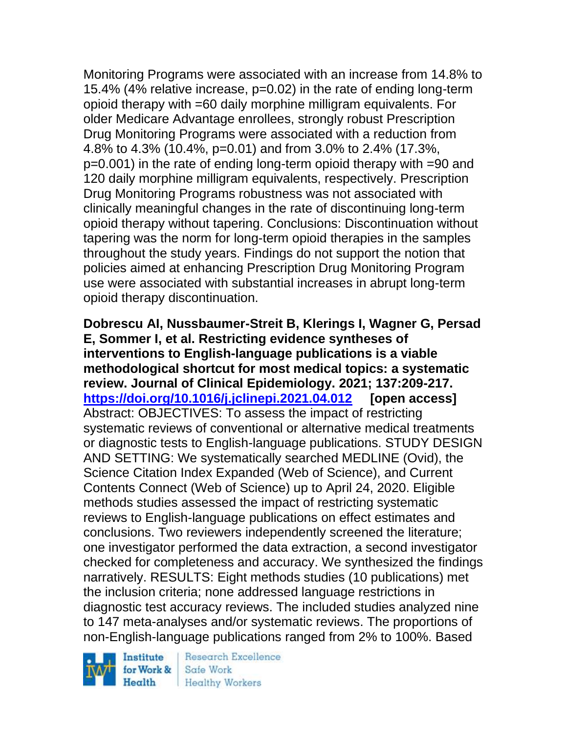Monitoring Programs were associated with an increase from 14.8% to 15.4% (4% relative increase, p=0.02) in the rate of ending long-term opioid therapy with =60 daily morphine milligram equivalents. For older Medicare Advantage enrollees, strongly robust Prescription Drug Monitoring Programs were associated with a reduction from 4.8% to 4.3% (10.4%, p=0.01) and from 3.0% to 2.4% (17.3%, p=0.001) in the rate of ending long-term opioid therapy with =90 and 120 daily morphine milligram equivalents, respectively. Prescription Drug Monitoring Programs robustness was not associated with clinically meaningful changes in the rate of discontinuing long-term opioid therapy without tapering. Conclusions: Discontinuation without tapering was the norm for long-term opioid therapies in the samples throughout the study years. Findings do not support the notion that policies aimed at enhancing Prescription Drug Monitoring Program use were associated with substantial increases in abrupt long-term opioid therapy discontinuation.

**Dobrescu AI, Nussbaumer-Streit B, Klerings I, Wagner G, Persad E, Sommer I, et al. Restricting evidence syntheses of interventions to English-language publications is a viable methodological shortcut for most medical topics: a systematic review. Journal of Clinical Epidemiology. 2021; 137:209-217. https://doi.org/10.1016/j.jclinepi.2021.04.012 [open access]**
Abstract: OBJECTIVES: To assess the impact of restricting systematic reviews of conventional or alternative medical treatments or diagnostic tests to English-language publications. STUDY DESIGN AND SETTING: We systematically searched MEDLINE (Ovid), the Science Citation Index Expanded (Web of Science), and Current Contents Connect (Web of Science) up to April 24, 2020. Eligible methods studies assessed the impact of restricting systematic reviews to English-language publications on effect estimates and conclusions. Two reviewers independently screened the literature; one investigator performed the data extraction, a second investigator checked for completeness and accuracy. We synthesized the findings narratively. RESULTS: Eight methods studies (10 publications) met the inclusion criteria; none addressed language restrictions in diagnostic test accuracy reviews. The included studies analyzed nine to 147 meta-analyses and/or systematic reviews. The proportions of non-English-language publications ranged from 2% to 100%. Based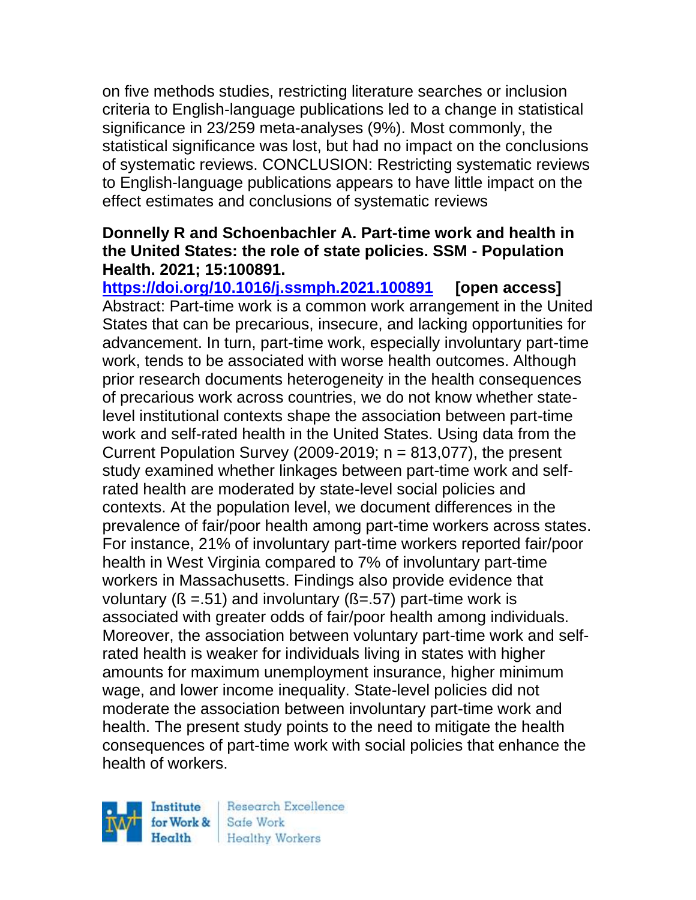on five methods studies, restricting literature searches or inclusion criteria to English-language publications led to a change in statistical significance in 23/259 meta-analyses (9%). Most commonly, the statistical significance was lost, but had no impact on the conclusions of systematic reviews. CONCLUSION: Restricting systematic reviews to English-language publications appears to have little impact on the effect estimates and conclusions of systematic reviews

**Donnelly R and Schoenbachler A. Part-time work and health in the United States: the role of state policies. SSM - Population Health. 2021; 15:100891.**

https://doi.org/10.1016/j.ssmph.2021.100891 **[open access]**

Abstract: Part-time work is a common work arrangement in the United States that can be precarious, insecure, and lacking opportunities for advancement. In turn, part-time work, especially involuntary part-time work, tends to be associated with worse health outcomes. Although prior research documents heterogeneity in the health consequences of precarious work across countries, we do not know whether state-level institutional contexts shape the association between part-time work and self-rated health in the United States. Using data from the Current Population Survey (2009-2019; n = 813,077), the present study examined whether linkages between part-time work and self-rated health are moderated by state-level social policies and contexts. At the population level, we document differences in the prevalence of fair/poor health among part-time workers across states. For instance, 21% of involuntary part-time workers reported fair/poor health in West Virginia compared to 7% of involuntary part-time workers in Massachusetts. Findings also provide evidence that voluntary (ß =.51) and involuntary (ß=.57) part-time work is associated with greater odds of fair/poor health among individuals. Moreover, the association between voluntary part-time work and self-rated health is weaker for individuals living in states with higher amounts for maximum unemployment insurance, higher minimum wage, and lower income inequality. State-level policies did not moderate the association between involuntary part-time work and health. The present study points to the need to mitigate the health consequences of part-time work with social policies that enhance the health of workers.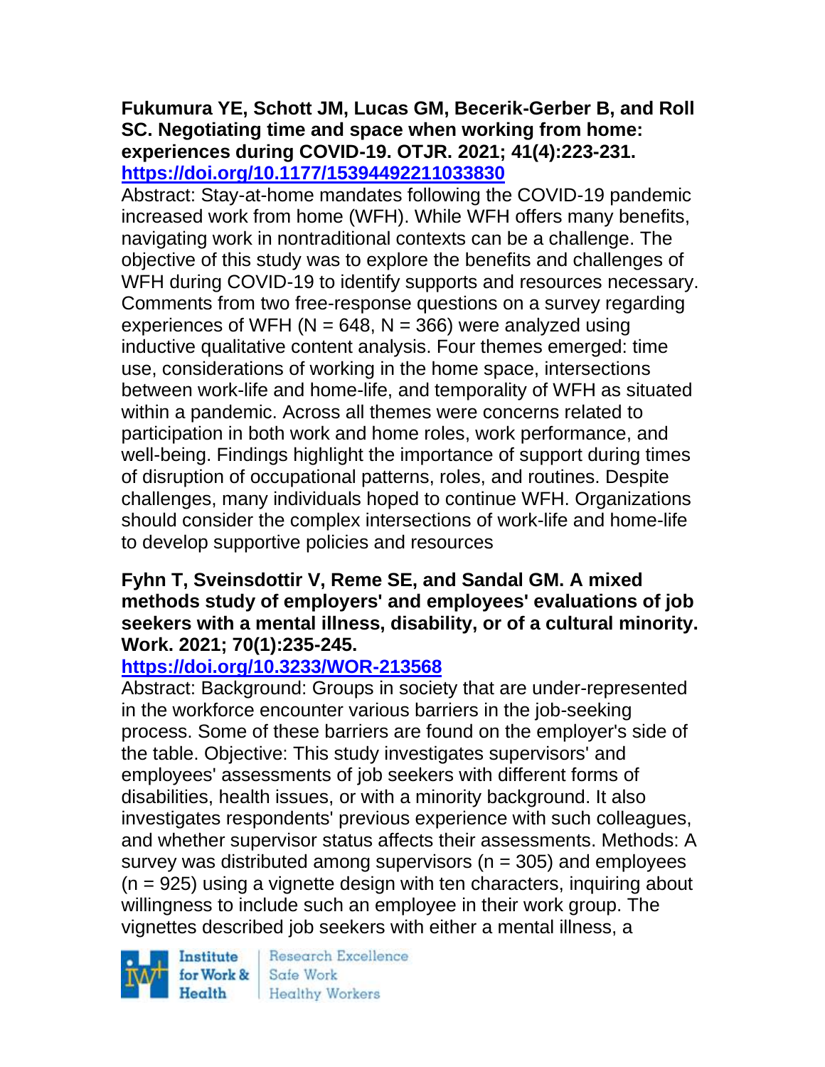**Fukumura YE, Schott JM, Lucas GM, Becerik-Gerber B, and Roll SC. Negotiating time and space when working from home: experiences during COVID-19. OTJR. 2021; 41(4):223-231. https://doi.org/10.1177/15394492211033830**

Abstract: Stay-at-home mandates following the COVID-19 pandemic increased work from home (WFH). While WFH offers many benefits, navigating work in nontraditional contexts can be a challenge. The objective of this study was to explore the benefits and challenges of WFH during COVID-19 to identify supports and resources necessary. Comments from two free-response questions on a survey regarding experiences of WFH (N = 648, N = 366) were analyzed using inductive qualitative content analysis. Four themes emerged: time use, considerations of working in the home space, intersections between work-life and home-life, and temporality of WFH as situated within a pandemic. Across all themes were concerns related to participation in both work and home roles, work performance, and well-being. Findings highlight the importance of support during times of disruption of occupational patterns, roles, and routines. Despite challenges, many individuals hoped to continue WFH. Organizations should consider the complex intersections of work-life and home-life to develop supportive policies and resources

**Fyhn T, Sveinsdottir V, Reme SE, and Sandal GM. A mixed methods study of employers' and employees' evaluations of job seekers with a mental illness, disability, or of a cultural minority. Work. 2021; 70(1):235-245. https://doi.org/10.3233/WOR-213568**

Abstract: Background: Groups in society that are under-represented in the workforce encounter various barriers in the job-seeking process. Some of these barriers are found on the employer's side of the table. Objective: This study investigates supervisors' and employees' assessments of job seekers with different forms of disabilities, health issues, or with a minority background. It also investigates respondents' previous experience with such colleagues, and whether supervisor status affects their assessments. Methods: A survey was distributed among supervisors (n = 305) and employees (n = 925) using a vignette design with ten characters, inquiring about willingness to include such an employee in their work group. The vignettes described job seekers with either a mental illness, a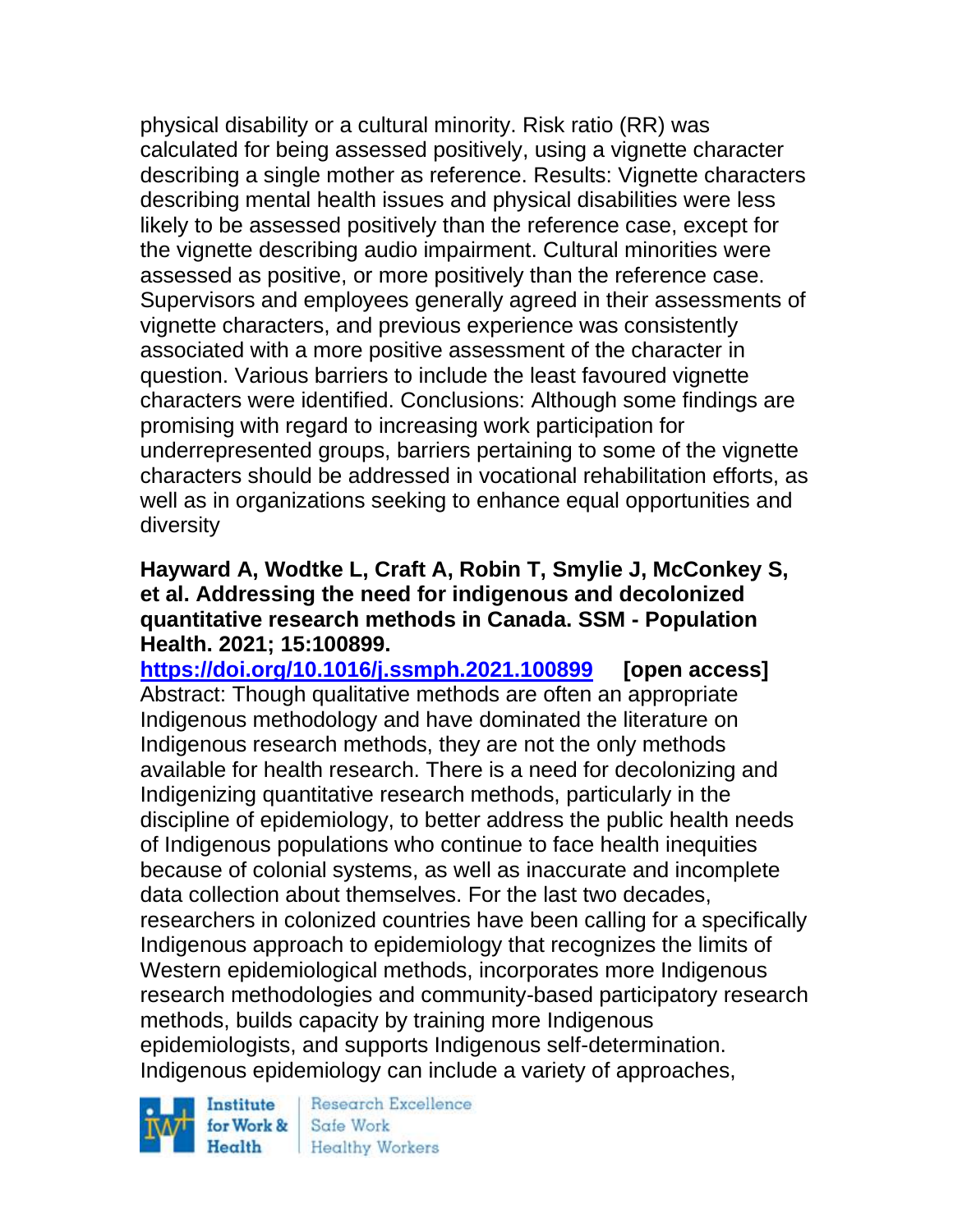physical disability or a cultural minority. Risk ratio (RR) was calculated for being assessed positively, using a vignette character describing a single mother as reference. Results: Vignette characters describing mental health issues and physical disabilities were less likely to be assessed positively than the reference case, except for the vignette describing audio impairment. Cultural minorities were assessed as positive, or more positively than the reference case. Supervisors and employees generally agreed in their assessments of vignette characters, and previous experience was consistently associated with a more positive assessment of the character in question. Various barriers to include the least favoured vignette characters were identified. Conclusions: Although some findings are promising with regard to increasing work participation for underrepresented groups, barriers pertaining to some of the vignette characters should be addressed in vocational rehabilitation efforts, as well as in organizations seeking to enhance equal opportunities and diversity

**Hayward A, Wodtke L, Craft A, Robin T, Smylie J, McConkey S, et al. Addressing the need for indigenous and decolonized quantitative research methods in Canada. SSM - Population Health. 2021; 15:100899.**

**https://doi.org/10.1016/j.ssmph.2021.100899** **[open access]**

Abstract: Though qualitative methods are often an appropriate Indigenous methodology and have dominated the literature on Indigenous research methods, they are not the only methods available for health research. There is a need for decolonizing and Indigenizing quantitative research methods, particularly in the discipline of epidemiology, to better address the public health needs of Indigenous populations who continue to face health inequities because of colonial systems, as well as inaccurate and incomplete data collection about themselves. For the last two decades, researchers in colonized countries have been calling for a specifically Indigenous approach to epidemiology that recognizes the limits of Western epidemiological methods, incorporates more Indigenous research methodologies and community-based participatory research methods, builds capacity by training more Indigenous epidemiologists, and supports Indigenous self-determination. Indigenous epidemiology can include a variety of approaches,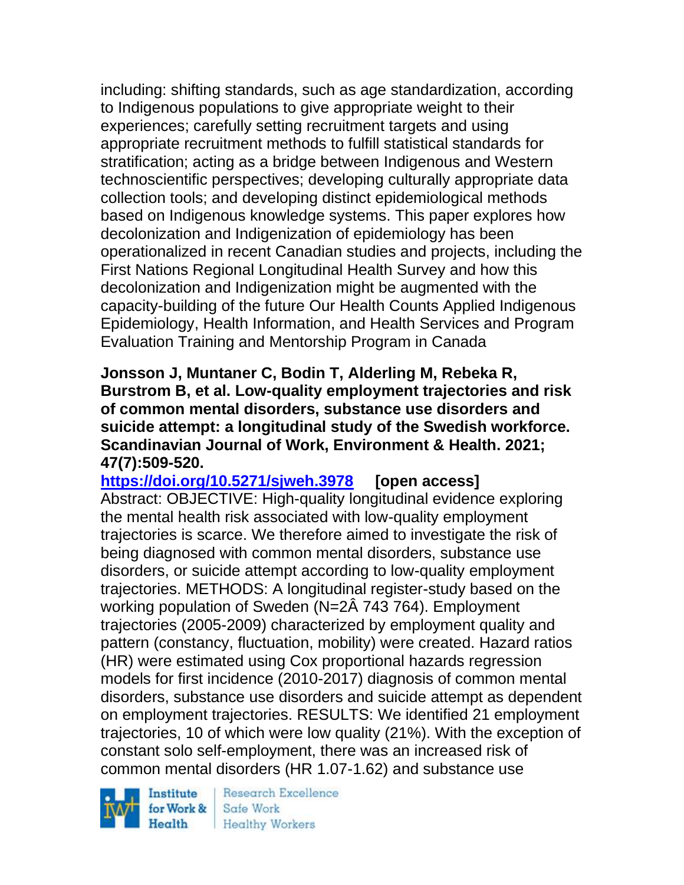including: shifting standards, such as age standardization, according to Indigenous populations to give appropriate weight to their experiences; carefully setting recruitment targets and using appropriate recruitment methods to fulfill statistical standards for stratification; acting as a bridge between Indigenous and Western technoscientific perspectives; developing culturally appropriate data collection tools; and developing distinct epidemiological methods based on Indigenous knowledge systems. This paper explores how decolonization and Indigenization of epidemiology has been operationalized in recent Canadian studies and projects, including the First Nations Regional Longitudinal Health Survey and how this decolonization and Indigenization might be augmented with the capacity-building of the future Our Health Counts Applied Indigenous Epidemiology, Health Information, and Health Services and Program Evaluation Training and Mentorship Program in Canada

**Jonsson J, Muntaner C, Bodin T, Alderling M, Rebeka R, Burstrom B, et al. Low-quality employment trajectories and risk of common mental disorders, substance use disorders and suicide attempt: a longitudinal study of the Swedish workforce. Scandinavian Journal of Work, Environment & Health. 2021; 47(7):509-520.**

**https://doi.org/10.5271/sjweh.3978** **[open access]**

Abstract: OBJECTIVE: High-quality longitudinal evidence exploring the mental health risk associated with low-quality employment trajectories is scarce. We therefore aimed to investigate the risk of being diagnosed with common mental disorders, substance use disorders, or suicide attempt according to low-quality employment trajectories. METHODS: A longitudinal register-study based on the working population of Sweden (N=2Â 743 764). Employment trajectories (2005-2009) characterized by employment quality and pattern (constancy, fluctuation, mobility) were created. Hazard ratios (HR) were estimated using Cox proportional hazards regression models for first incidence (2010-2017) diagnosis of common mental disorders, substance use disorders and suicide attempt as dependent on employment trajectories. RESULTS: We identified 21 employment trajectories, 10 of which were low quality (21%). With the exception of constant solo self-employment, there was an increased risk of common mental disorders (HR 1.07-1.62) and substance use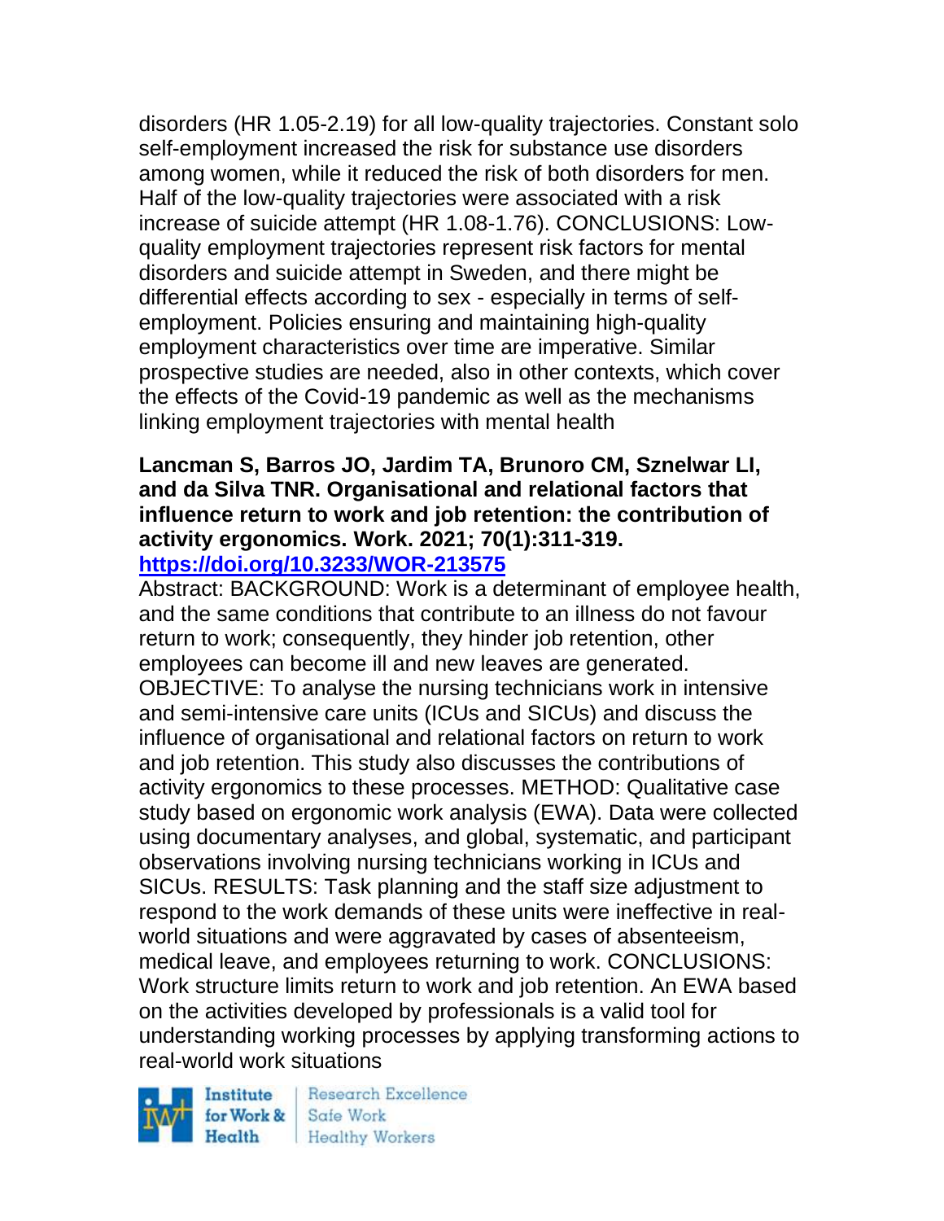disorders (HR 1.05-2.19) for all low-quality trajectories. Constant solo self-employment increased the risk for substance use disorders among women, while it reduced the risk of both disorders for men. Half of the low-quality trajectories were associated with a risk increase of suicide attempt (HR 1.08-1.76). CONCLUSIONS: Low-quality employment trajectories represent risk factors for mental disorders and suicide attempt in Sweden, and there might be differential effects according to sex - especially in terms of self-employment. Policies ensuring and maintaining high-quality employment characteristics over time are imperative. Similar prospective studies are needed, also in other contexts, which cover the effects of the Covid-19 pandemic as well as the mechanisms linking employment trajectories with mental health

**Lancman S, Barros JO, Jardim TA, Brunoro CM, Sznelwar LI, and da Silva TNR. Organisational and relational factors that influence return to work and job retention: the contribution of activity ergonomics. Work. 2021; 70(1):311-319. https://doi.org/10.3233/WOR-213575**

Abstract: BACKGROUND: Work is a determinant of employee health, and the same conditions that contribute to an illness do not favour return to work; consequently, they hinder job retention, other employees can become ill and new leaves are generated. OBJECTIVE: To analyse the nursing technicians work in intensive and semi-intensive care units (ICUs and SICUs) and discuss the influence of organisational and relational factors on return to work and job retention. This study also discusses the contributions of activity ergonomics to these processes. METHOD: Qualitative case study based on ergonomic work analysis (EWA). Data were collected using documentary analyses, and global, systematic, and participant observations involving nursing technicians working in ICUs and SICUs. RESULTS: Task planning and the staff size adjustment to respond to the work demands of these units were ineffective in real-world situations and were aggravated by cases of absenteeism, medical leave, and employees returning to work. CONCLUSIONS: Work structure limits return to work and job retention. An EWA based on the activities developed by professionals is a valid tool for understanding working processes by applying transforming actions to real-world work situations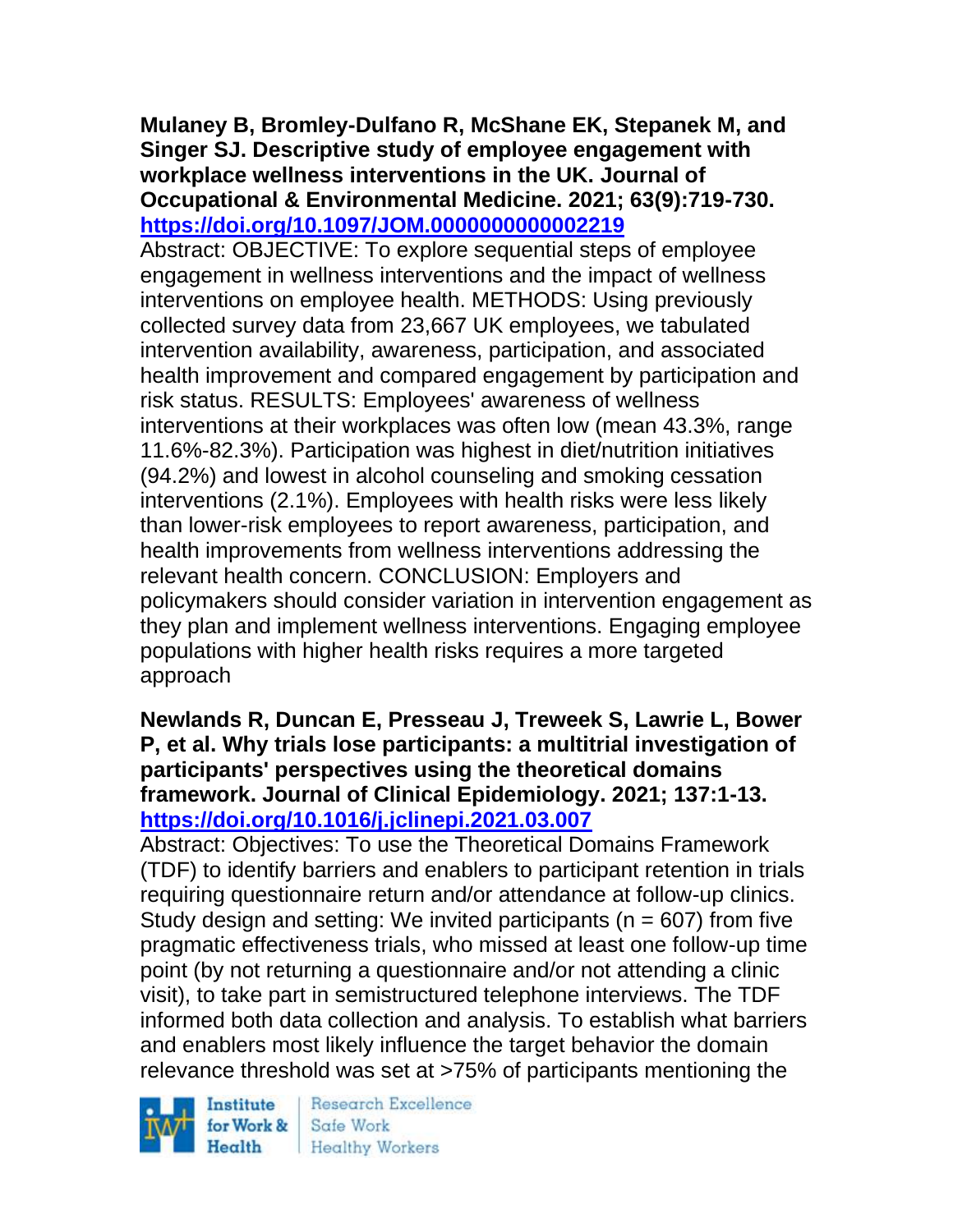**Mulaney B, Bromley-Dulfano R, McShane EK, Stepanek M, and Singer SJ. Descriptive study of employee engagement with workplace wellness interventions in the UK. Journal of Occupational & Environmental Medicine. 2021; 63(9):719-730. https://doi.org/10.1097/JOM.0000000000002219**

Abstract: OBJECTIVE: To explore sequential steps of employee engagement in wellness interventions and the impact of wellness interventions on employee health. METHODS: Using previously collected survey data from 23,667 UK employees, we tabulated intervention availability, awareness, participation, and associated health improvement and compared engagement by participation and risk status. RESULTS: Employees' awareness of wellness interventions at their workplaces was often low (mean 43.3%, range 11.6%-82.3%). Participation was highest in diet/nutrition initiatives (94.2%) and lowest in alcohol counseling and smoking cessation interventions (2.1%). Employees with health risks were less likely than lower-risk employees to report awareness, participation, and health improvements from wellness interventions addressing the relevant health concern. CONCLUSION: Employers and policymakers should consider variation in intervention engagement as they plan and implement wellness interventions. Engaging employee populations with higher health risks requires a more targeted approach

**Newlands R, Duncan E, Presseau J, Treweek S, Lawrie L, Bower P, et al. Why trials lose participants: a multitrial investigation of participants' perspectives using the theoretical domains framework. Journal of Clinical Epidemiology. 2021; 137:1-13. https://doi.org/10.1016/j.jclinepi.2021.03.007**

Abstract: Objectives: To use the Theoretical Domains Framework (TDF) to identify barriers and enablers to participant retention in trials requiring questionnaire return and/or attendance at follow-up clinics. Study design and setting: We invited participants (n = 607) from five pragmatic effectiveness trials, who missed at least one follow-up time point (by not returning a questionnaire and/or not attending a clinic visit), to take part in semistructured telephone interviews. The TDF informed both data collection and analysis. To establish what barriers and enablers most likely influence the target behavior the domain relevance threshold was set at >75% of participants mentioning the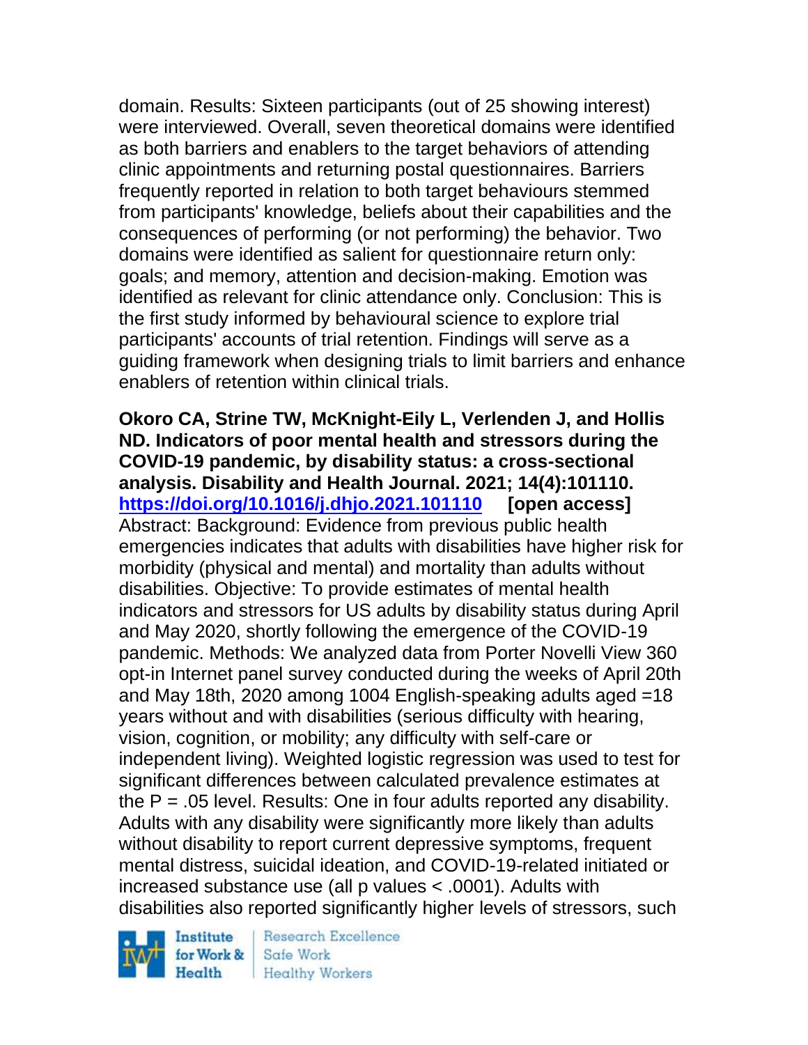domain. Results: Sixteen participants (out of 25 showing interest) were interviewed. Overall, seven theoretical domains were identified as both barriers and enablers to the target behaviors of attending clinic appointments and returning postal questionnaires. Barriers frequently reported in relation to both target behaviours stemmed from participants' knowledge, beliefs about their capabilities and the consequences of performing (or not performing) the behavior. Two domains were identified as salient for questionnaire return only: goals; and memory, attention and decision-making. Emotion was identified as relevant for clinic attendance only. Conclusion: This is the first study informed by behavioural science to explore trial participants' accounts of trial retention. Findings will serve as a guiding framework when designing trials to limit barriers and enhance enablers of retention within clinical trials.

**Okoro CA, Strine TW, McKnight-Eily L, Verlenden J, and Hollis ND. Indicators of poor mental health and stressors during the COVID-19 pandemic, by disability status: a cross-sectional analysis. Disability and Health Journal. 2021; 14(4):101110. https://doi.org/10.1016/j.dhjo.2021.101110 [open access]**
Abstract: Background: Evidence from previous public health emergencies indicates that adults with disabilities have higher risk for morbidity (physical and mental) and mortality than adults without disabilities. Objective: To provide estimates of mental health indicators and stressors for US adults by disability status during April and May 2020, shortly following the emergence of the COVID-19 pandemic. Methods: We analyzed data from Porter Novelli View 360 opt-in Internet panel survey conducted during the weeks of April 20th and May 18th, 2020 among 1004 English-speaking adults aged =18 years without and with disabilities (serious difficulty with hearing, vision, cognition, or mobility; any difficulty with self-care or independent living). Weighted logistic regression was used to test for significant differences between calculated prevalence estimates at the P = .05 level. Results: One in four adults reported any disability. Adults with any disability were significantly more likely than adults without disability to report current depressive symptoms, frequent mental distress, suicidal ideation, and COVID-19-related initiated or increased substance use (all p values < .0001). Adults with disabilities also reported significantly higher levels of stressors, such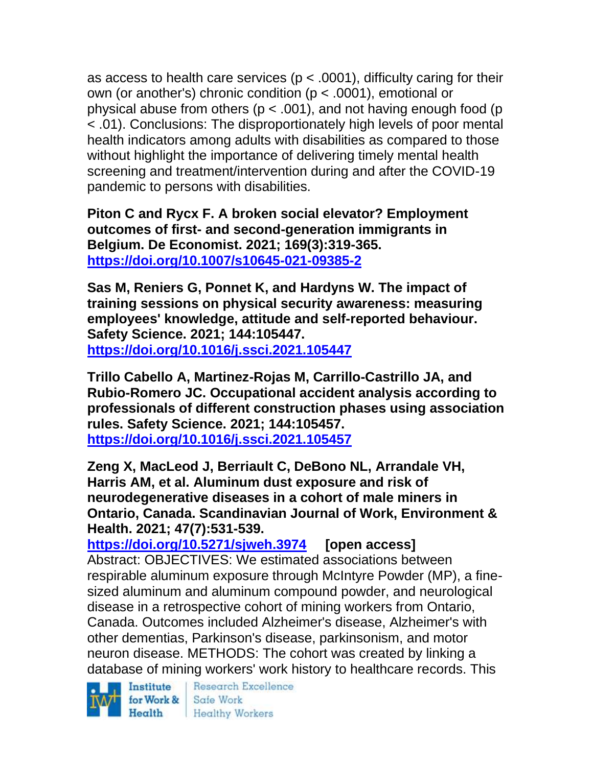as access to health care services ($p < .0001$), difficulty caring for their own (or another's) chronic condition ($p < .0001$), emotional or physical abuse from others ($p < .001$), and not having enough food ($p < .01$). Conclusions: The disproportionately high levels of poor mental health indicators among adults with disabilities as compared to those without highlight the importance of delivering timely mental health screening and treatment/intervention during and after the COVID-19 pandemic to persons with disabilities.

**Piton C and Rycx F. A broken social elevator? Employment outcomes of first- and second-generation immigrants in Belgium. De Economist. 2021; 169(3):319-365.**
**https://doi.org/10.1007/s10645-021-09385-2**

**Sas M, Reniers G, Ponnet K, and Hardyns W. The impact of training sessions on physical security awareness: measuring employees' knowledge, attitude and self-reported behaviour. Safety Science. 2021; 144:105447.**
**https://doi.org/10.1016/j.ssci.2021.105447**

**Trillo Cabello A, Martinez-Rojas M, Carrillo-Castrillo JA, and Rubio-Romero JC. Occupational accident analysis according to professionals of different construction phases using association rules. Safety Science. 2021; 144:105457.**
**https://doi.org/10.1016/j.ssci.2021.105457**

**Zeng X, MacLeod J, Berriault C, DeBono NL, Arrandale VH, Harris AM, et al. Aluminum dust exposure and risk of neurodegenerative diseases in a cohort of male miners in Ontario, Canada. Scandinavian Journal of Work, Environment & Health. 2021; 47(7):531-539.**
**https://doi.org/10.5271/sjweh.3974 [open access]**
Abstract: OBJECTIVES: We estimated associations between respirable aluminum exposure through McIntyre Powder (MP), a fine-sized aluminum and aluminum compound powder, and neurological disease in a retrospective cohort of mining workers from Ontario, Canada. Outcomes included Alzheimer's disease, Alzheimer's with other dementias, Parkinson's disease, parkinsonism, and motor neuron disease. METHODS: The cohort was created by linking a database of mining workers' work history to healthcare records. This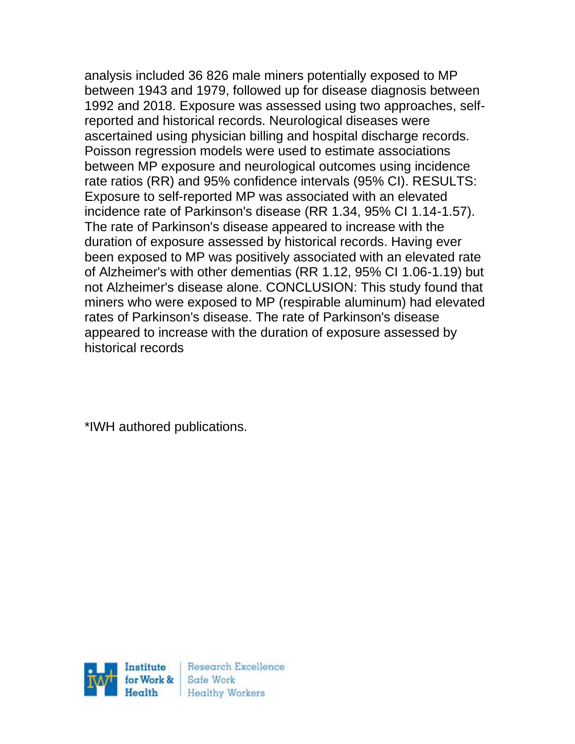analysis included 36 826 male miners potentially exposed to MP between 1943 and 1979, followed up for disease diagnosis between 1992 and 2018. Exposure was assessed using two approaches, self-reported and historical records. Neurological diseases were ascertained using physician billing and hospital discharge records. Poisson regression models were used to estimate associations between MP exposure and neurological outcomes using incidence rate ratios (RR) and 95% confidence intervals (95% CI). RESULTS: Exposure to self-reported MP was associated with an elevated incidence rate of Parkinson's disease (RR 1.34, 95% CI 1.14-1.57). The rate of Parkinson's disease appeared to increase with the duration of exposure assessed by historical records. Having ever been exposed to MP was positively associated with an elevated rate of Alzheimer's with other dementias (RR 1.12, 95% CI 1.06-1.19) but not Alzheimer's disease alone. CONCLUSION: This study found that miners who were exposed to MP (respirable aluminum) had elevated rates of Parkinson's disease. The rate of Parkinson's disease appeared to increase with the duration of exposure assessed by historical records

*IWH authored publications.